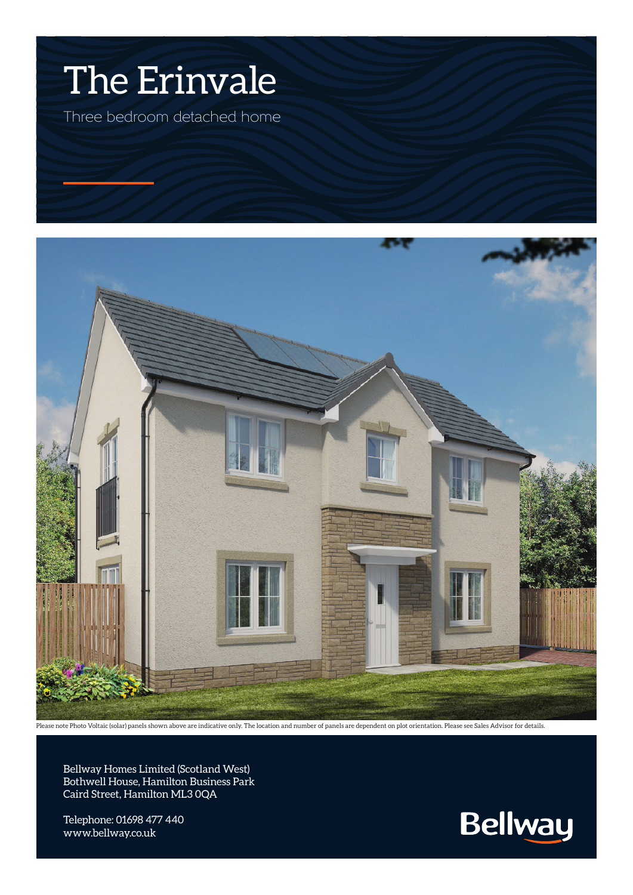# The Erinvale

Three bedroom detached home

Please note Photo Voltaic (solar) panels shown above are indicative only. The location and number of panels are dependent on plot orientation. Please see Sales Advisor for details.

Bellway Homes Limited (Scotland West)
Bothwell House, Hamilton Business Park
Caird Street, Hamilton ML3 0QA

Telephone: 01698 477 440
www.bellway.co.uk

Bellway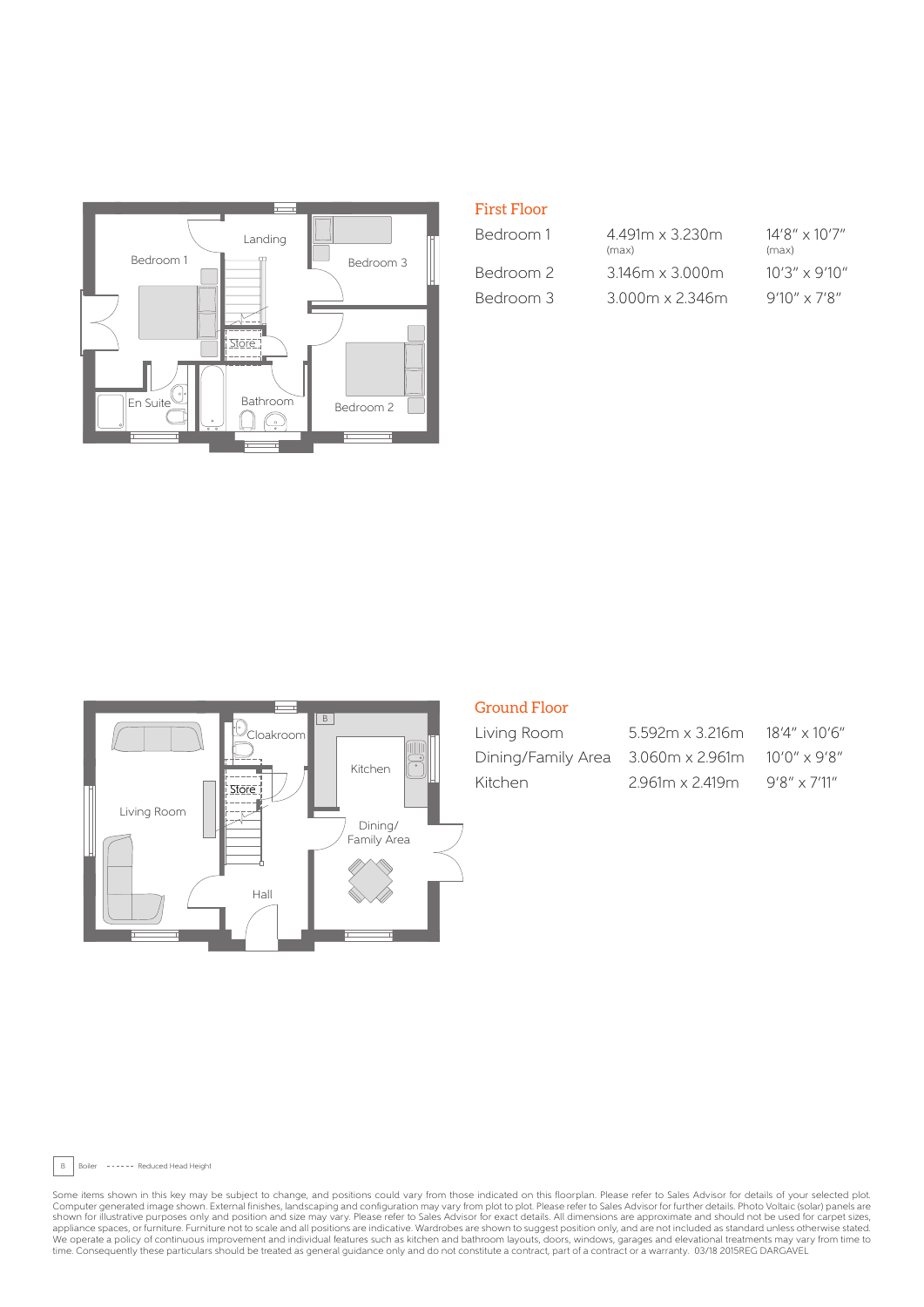## First Floor

| | | |
|---|---|---|
| Bedroom 1 | 4.491m x 3.230m (max) | 14'8" x 10'7" (max) |
| Bedroom 2 | 3.146m x 3.000m | 10'3" x 9'10" |
| Bedroom 3 | 3.000m x 2.346m | 9'10" x 7'8" |

## Ground Floor

| | | |
|---|---|---|
| Living Room | 5.592m x 3.216m | 18'4" x 10'6" |
| Dining/Family Area | 3.060m x 2.961m | 10'0" x 9'8" |
| Kitchen | 2.961m x 2.419m | 9'8" x 7'11" |

B Boiler ------ Reduced Head Height

Some items shown in this key may be subject to change, and positions could vary from those indicated on this floorplan. Please refer to Sales Advisor for details of your selected plot. Computer generated image shown. External finishes, landscaping and configuration may vary from plot to plot. Please refer to Sales Advisor for further details. Photo Voltaic (solar) panels are shown for illustrative purposes only and position and size may vary. Please refer to Sales Advisor for exact details. All dimensions are approximate and should not be used for carpet sizes, appliance spaces, or furniture. Furniture not to scale and all positions are indicative. Wardrobes are shown to suggest position only, and are not included as standard unless otherwise stated. We operate a policy of continuous improvement and individual features such as kitchen and bathroom layouts, doors, windows, garages and elevational treatments may vary from time to time. Consequently these particulars should be treated as general guidance only and do not constitute a contract, part of a contract or a warranty. 03/18 2015REG DARGAVEL